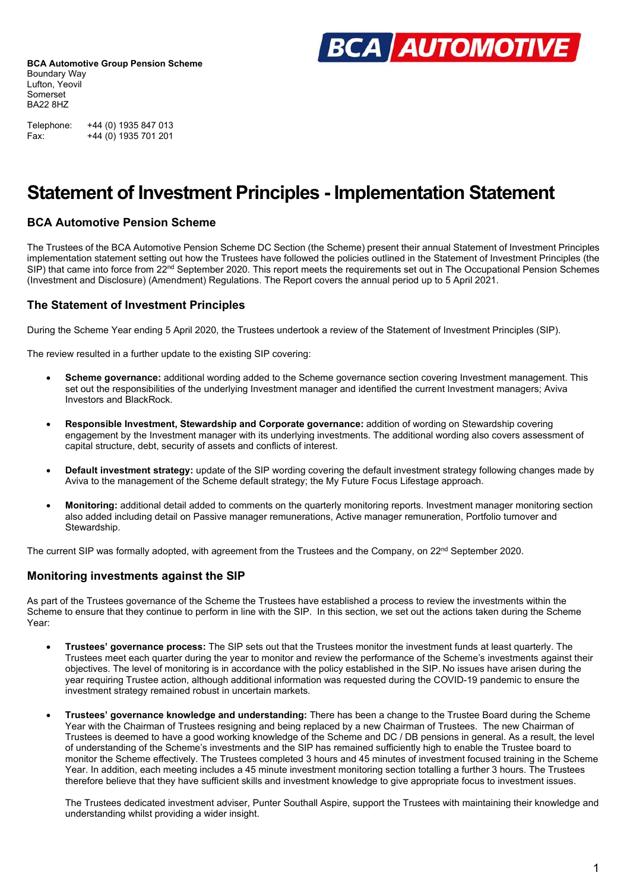**BCA Automotive Group Pension Scheme**
Boundary Way
Lufton, Yeovil
Somerset
BA22 8HZ

Telephone: +44 (0) 1935 847 013
Fax: +44 (0) 1935 701 201

# Statement of Investment Principles - Implementation Statement

## BCA Automotive Pension Scheme

The Trustees of the BCA Automotive Pension Scheme DC Section (the Scheme) present their annual Statement of Investment Principles implementation statement setting out how the Trustees have followed the policies outlined in the Statement of Investment Principles (the SIP) that came into force from 22nd September 2020. This report meets the requirements set out in The Occupational Pension Schemes (Investment and Disclosure) (Amendment) Regulations. The Report covers the annual period up to 5 April 2021.

## The Statement of Investment Principles

During the Scheme Year ending 5 April 2020, the Trustees undertook a review of the Statement of Investment Principles (SIP).

The review resulted in a further update to the existing SIP covering:

- **Scheme governance:** additional wording added to the Scheme governance section covering Investment management. This set out the responsibilities of the underlying Investment manager and identified the current Investment managers; Aviva Investors and BlackRock.
- **Responsible Investment, Stewardship and Corporate governance:** addition of wording on Stewardship covering engagement by the Investment manager with its underlying investments. The additional wording also covers assessment of capital structure, debt, security of assets and conflicts of interest.
- **Default investment strategy:** update of the SIP wording covering the default investment strategy following changes made by Aviva to the management of the Scheme default strategy; the My Future Focus Lifestage approach.
- **Monitoring:** additional detail added to comments on the quarterly monitoring reports. Investment manager monitoring section also added including detail on Passive manager remunerations, Active manager remuneration, Portfolio turnover and Stewardship.

The current SIP was formally adopted, with agreement from the Trustees and the Company, on 22nd September 2020.

## Monitoring investments against the SIP

As part of the Trustees governance of the Scheme the Trustees have established a process to review the investments within the Scheme to ensure that they continue to perform in line with the SIP. In this section, we set out the actions taken during the Scheme Year:

- **Trustees' governance process:** The SIP sets out that the Trustees monitor the investment funds at least quarterly. The Trustees meet each quarter during the year to monitor and review the performance of the Scheme's investments against their objectives. The level of monitoring is in accordance with the policy established in the SIP. No issues have arisen during the year requiring Trustee action, although additional information was requested during the COVID-19 pandemic to ensure the investment strategy remained robust in uncertain markets.
- **Trustees' governance knowledge and understanding:** There has been a change to the Trustee Board during the Scheme Year with the Chairman of Trustees resigning and being replaced by a new Chairman of Trustees. The new Chairman of Trustees is deemed to have a good working knowledge of the Scheme and DC / DB pensions in general. As a result, the level of understanding of the Scheme's investments and the SIP has remained sufficiently high to enable the Trustee board to monitor the Scheme effectively. The Trustees completed 3 hours and 45 minutes of investment focused training in the Scheme Year. In addition, each meeting includes a 45 minute investment monitoring section totalling a further 3 hours. The Trustees therefore believe that they have sufficient skills and investment knowledge to give appropriate focus to investment issues.

  The Trustees dedicated investment adviser, Punter Southall Aspire, support the Trustees with maintaining their knowledge and understanding whilst providing a wider insight.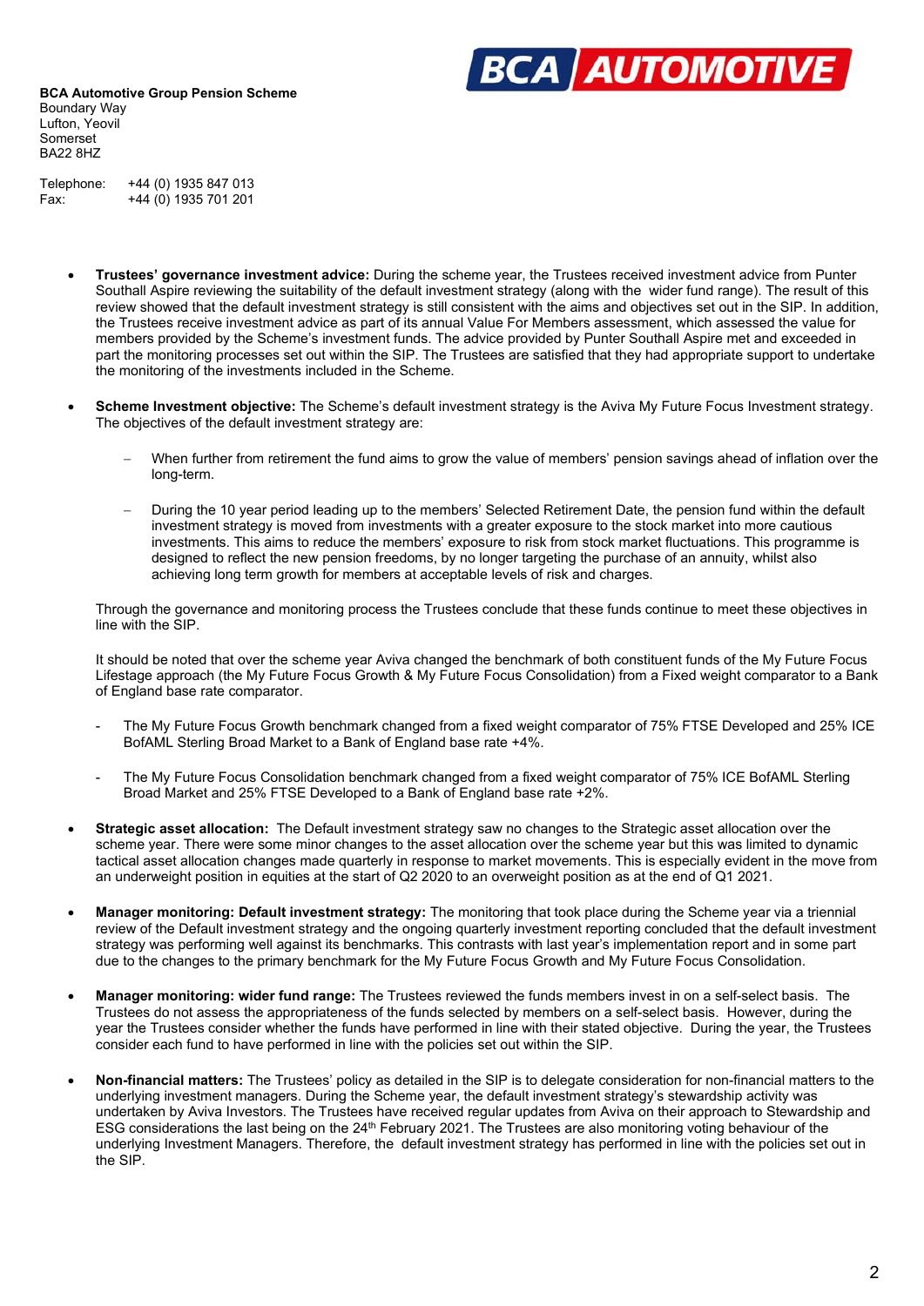**BCA Automotive Group Pension Scheme**
Boundary Way
Lufton, Yeovil
Somerset
BA22 8HZ

Telephone: +44 (0) 1935 847 013
Fax: +44 (0) 1935 701 201

- **Trustees' governance investment advice:** During the scheme year, the Trustees received investment advice from Punter Southall Aspire reviewing the suitability of the default investment strategy (along with the wider fund range). The result of this review showed that the default investment strategy is still consistent with the aims and objectives set out in the SIP. In addition, the Trustees receive investment advice as part of its annual Value For Members assessment, which assessed the value for members provided by the Scheme's investment funds. The advice provided by Punter Southall Aspire met and exceeded in part the monitoring processes set out within the SIP. The Trustees are satisfied that they had appropriate support to undertake the monitoring of the investments included in the Scheme.

- **Scheme Investment objective:** The Scheme's default investment strategy is the Aviva My Future Focus Investment strategy. The objectives of the default investment strategy are:

  - When further from retirement the fund aims to grow the value of members' pension savings ahead of inflation over the long-term.

  - During the 10 year period leading up to the members' Selected Retirement Date, the pension fund within the default investment strategy is moved from investments with a greater exposure to the stock market into more cautious investments. This aims to reduce the members' exposure to risk from stock market fluctuations. This programme is designed to reflect the new pension freedoms, by no longer targeting the purchase of an annuity, whilst also achieving long term growth for members at acceptable levels of risk and charges.

  Through the governance and monitoring process the Trustees conclude that these funds continue to meet these objectives in line with the SIP.

  It should be noted that over the scheme year Aviva changed the benchmark of both constituent funds of the My Future Focus Lifestage approach (the My Future Focus Growth & My Future Focus Consolidation) from a Fixed weight comparator to a Bank of England base rate comparator.

  - The My Future Focus Growth benchmark changed from a fixed weight comparator of 75% FTSE Developed and 25% ICE BofAML Sterling Broad Market to a Bank of England base rate +4%.

  - The My Future Focus Consolidation benchmark changed from a fixed weight comparator of 75% ICE BofAML Sterling Broad Market and 25% FTSE Developed to a Bank of England base rate +2%.

- **Strategic asset allocation:** The Default investment strategy saw no changes to the Strategic asset allocation over the scheme year. There were some minor changes to the asset allocation over the scheme year but this was limited to dynamic tactical asset allocation changes made quarterly in response to market movements. This is especially evident in the move from an underweight position in equities at the start of Q2 2020 to an overweight position as at the end of Q1 2021.

- **Manager monitoring: Default investment strategy:** The monitoring that took place during the Scheme year via a triennial review of the Default investment strategy and the ongoing quarterly investment reporting concluded that the default investment strategy was performing well against its benchmarks. This contrasts with last year's implementation report and in some part due to the changes to the primary benchmark for the My Future Focus Growth and My Future Focus Consolidation.

- **Manager monitoring: wider fund range:** The Trustees reviewed the funds members invest in on a self-select basis. The Trustees do not assess the appropriateness of the funds selected by members on a self-select basis. However, during the year the Trustees consider whether the funds have performed in line with their stated objective. During the year, the Trustees consider each fund to have performed in line with the policies set out within the SIP.

- **Non-financial matters:** The Trustees' policy as detailed in the SIP is to delegate consideration for non-financial matters to the underlying investment managers. During the Scheme year, the default investment strategy's stewardship activity was undertaken by Aviva Investors. The Trustees have received regular updates from Aviva on their approach to Stewardship and ESG considerations the last being on the 24th February 2021. The Trustees are also monitoring voting behaviour of the underlying Investment Managers. Therefore, the default investment strategy has performed in line with the policies set out in the SIP.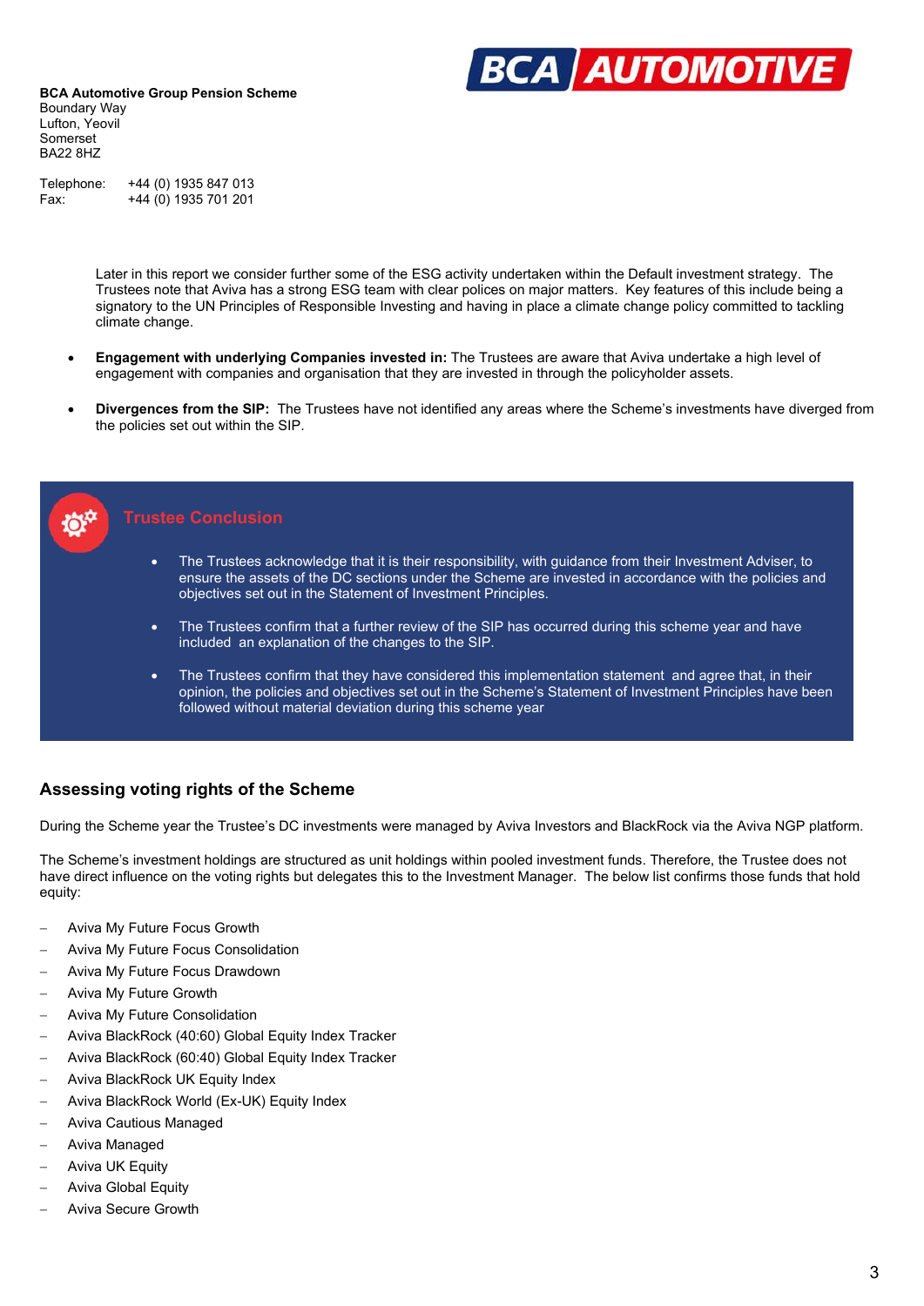**BCA Automotive Group Pension Scheme**
Boundary Way
Lufton, Yeovil
Somerset
BA22 8HZ

Telephone: +44 (0) 1935 847 013
Fax: +44 (0) 1935 701 201

Later in this report we consider further some of the ESG activity undertaken within the Default investment strategy. The Trustees note that Aviva has a strong ESG team with clear polices on major matters. Key features of this include being a signatory to the UN Principles of Responsible Investing and having in place a climate change policy committed to tackling climate change.

- **Engagement with underlying Companies invested in:** The Trustees are aware that Aviva undertake a high level of engagement with companies and organisation that they are invested in through the policyholder assets.
- **Divergences from the SIP:** The Trustees have not identified any areas where the Scheme's investments have diverged from the policies set out within the SIP.

### Trustee Conclusion

- The Trustees acknowledge that it is their responsibility, with guidance from their Investment Adviser, to ensure the assets of the DC sections under the Scheme are invested in accordance with the policies and objectives set out in the Statement of Investment Principles.
- The Trustees confirm that a further review of the SIP has occurred during this scheme year and have included an explanation of the changes to the SIP.
- The Trustees confirm that they have considered this implementation statement and agree that, in their opinion, the policies and objectives set out in the Scheme's Statement of Investment Principles have been followed without material deviation during this scheme year

## Assessing voting rights of the Scheme

During the Scheme year the Trustee's DC investments were managed by Aviva Investors and BlackRock via the Aviva NGP platform.

The Scheme's investment holdings are structured as unit holdings within pooled investment funds. Therefore, the Trustee does not have direct influence on the voting rights but delegates this to the Investment Manager. The below list confirms those funds that hold equity:

- Aviva My Future Focus Growth
- Aviva My Future Focus Consolidation
- Aviva My Future Focus Drawdown
- Aviva My Future Growth
- Aviva My Future Consolidation
- Aviva BlackRock (40:60) Global Equity Index Tracker
- Aviva BlackRock (60:40) Global Equity Index Tracker
- Aviva BlackRock UK Equity Index
- Aviva BlackRock World (Ex-UK) Equity Index
- Aviva Cautious Managed
- Aviva Managed
- Aviva UK Equity
- Aviva Global Equity
- Aviva Secure Growth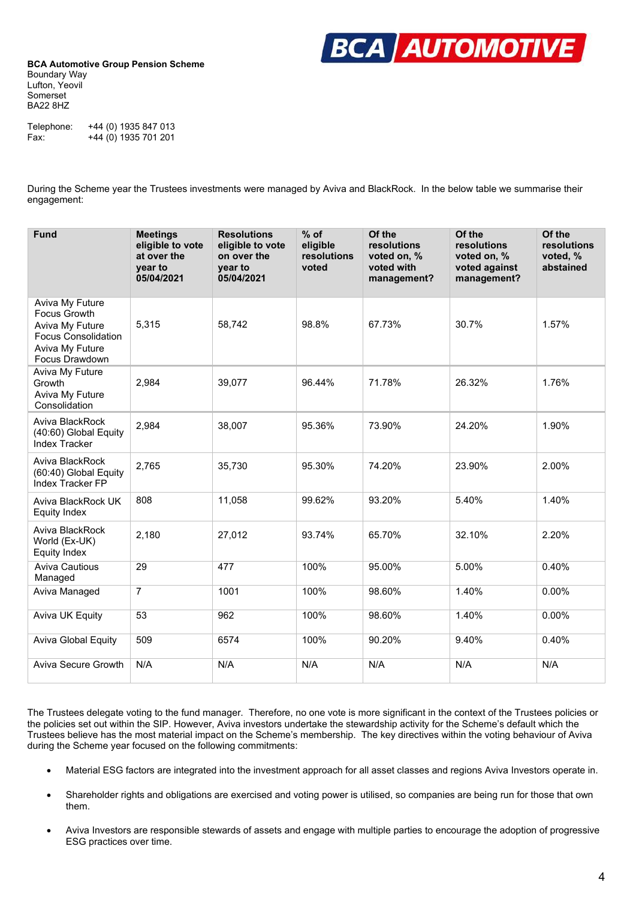**BCA Automotive Group Pension Scheme**
Boundary Way
Lufton, Yeovil
Somerset
BA22 8HZ

Telephone: +44 (0) 1935 847 013
Fax: +44 (0) 1935 701 201

During the Scheme year the Trustees investments were managed by Aviva and BlackRock. In the below table we summarise their engagement:

| Fund | Meetings eligible to vote at over the year to 05/04/2021 | Resolutions eligible to vote on over the year to 05/04/2021 | % of eligible resolutions voted | Of the resolutions voted on, % voted with management? | Of the resolutions voted on, % voted against management? | Of the resolutions voted, % abstained |
|---|---|---|---|---|---|---|
| Aviva My Future Focus Growth Aviva My Future Focus Consolidation Aviva My Future Focus Drawdown | 5,315 | 58,742 | 98.8% | 67.73% | 30.7% | 1.57% |
| Aviva My Future Growth Aviva My Future Consolidation | 2,984 | 39,077 | 96.44% | 71.78% | 26.32% | 1.76% |
| Aviva BlackRock (40:60) Global Equity Index Tracker | 2,984 | 38,007 | 95.36% | 73.90% | 24.20% | 1.90% |
| Aviva BlackRock (60:40) Global Equity Index Tracker FP | 2,765 | 35,730 | 95.30% | 74.20% | 23.90% | 2.00% |
| Aviva BlackRock UK Equity Index | 808 | 11,058 | 99.62% | 93.20% | 5.40% | 1.40% |
| Aviva BlackRock World (Ex-UK) Equity Index | 2,180 | 27,012 | 93.74% | 65.70% | 32.10% | 2.20% |
| Aviva Cautious Managed | 29 | 477 | 100% | 95.00% | 5.00% | 0.40% |
| Aviva Managed | 7 | 1001 | 100% | 98.60% | 1.40% | 0.00% |
| Aviva UK Equity | 53 | 962 | 100% | 98.60% | 1.40% | 0.00% |
| Aviva Global Equity | 509 | 6574 | 100% | 90.20% | 9.40% | 0.40% |
| Aviva Secure Growth | N/A | N/A | N/A | N/A | N/A | N/A |

The Trustees delegate voting to the fund manager. Therefore, no one vote is more significant in the context of the Trustees policies or the policies set out within the SIP. However, Aviva investors undertake the stewardship activity for the Scheme's default which the Trustees believe has the most material impact on the Scheme's membership. The key directives within the voting behaviour of Aviva during the Scheme year focused on the following commitments:

- Material ESG factors are integrated into the investment approach for all asset classes and regions Aviva Investors operate in.
- Shareholder rights and obligations are exercised and voting power is utilised, so companies are being run for those that own them.
- Aviva Investors are responsible stewards of assets and engage with multiple parties to encourage the adoption of progressive ESG practices over time.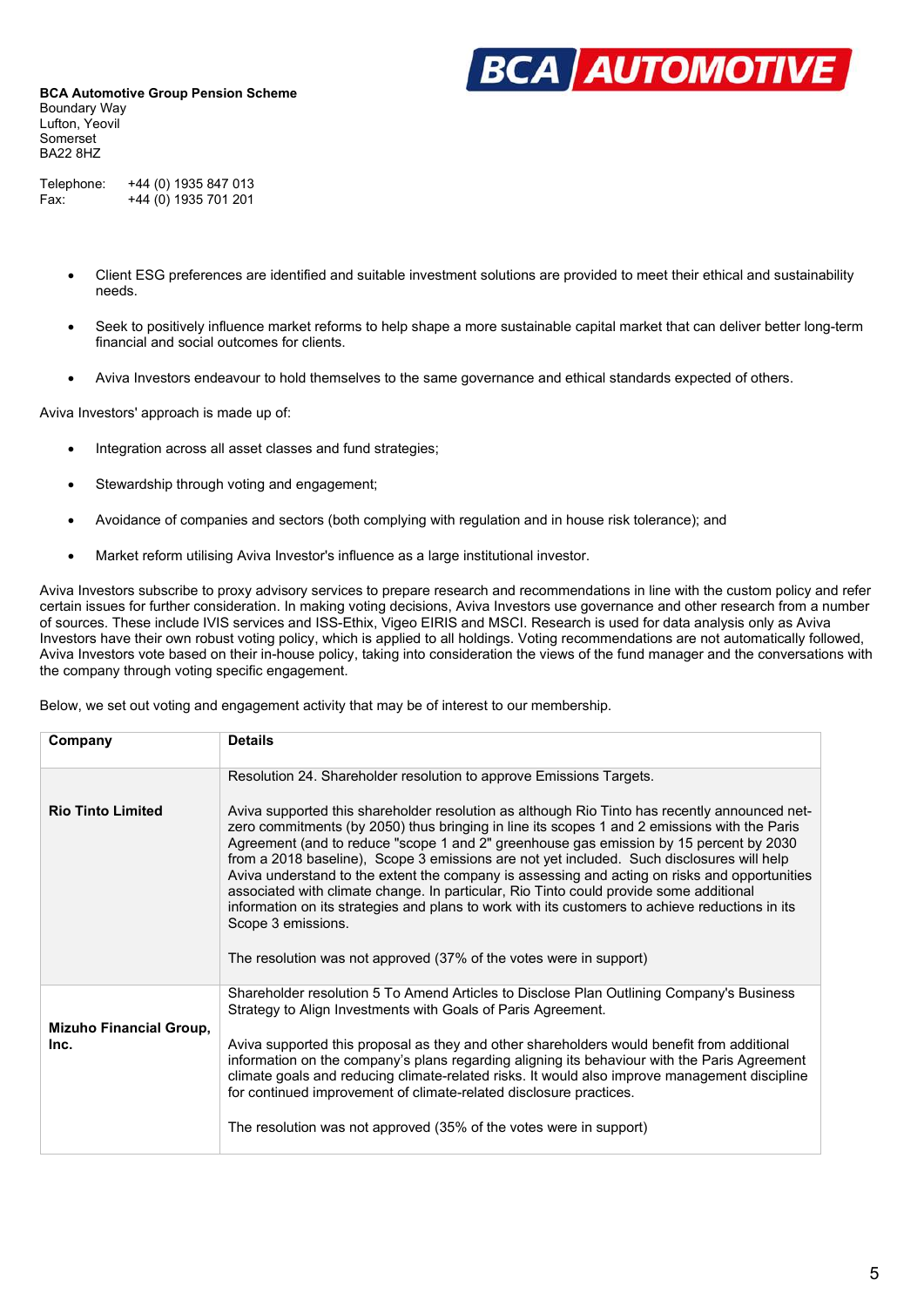**BCA Automotive Group Pension Scheme**
Boundary Way
Lufton, Yeovil
Somerset
BA22 8HZ

Telephone: +44 (0) 1935 847 013
Fax: +44 (0) 1935 701 201

- Client ESG preferences are identified and suitable investment solutions are provided to meet their ethical and sustainability needs.
- Seek to positively influence market reforms to help shape a more sustainable capital market that can deliver better long-term financial and social outcomes for clients.
- Aviva Investors endeavour to hold themselves to the same governance and ethical standards expected of others.

Aviva Investors' approach is made up of:

- Integration across all asset classes and fund strategies;
- Stewardship through voting and engagement;
- Avoidance of companies and sectors (both complying with regulation and in house risk tolerance); and
- Market reform utilising Aviva Investor's influence as a large institutional investor.

Aviva Investors subscribe to proxy advisory services to prepare research and recommendations in line with the custom policy and refer certain issues for further consideration. In making voting decisions, Aviva Investors use governance and other research from a number of sources. These include IVIS services and ISS-Ethix, Vigeo EIRIS and MSCI. Research is used for data analysis only as Aviva Investors have their own robust voting policy, which is applied to all holdings. Voting recommendations are not automatically followed, Aviva Investors vote based on their in-house policy, taking into consideration the views of the fund manager and the conversations with the company through voting specific engagement.

Below, we set out voting and engagement activity that may be of interest to our membership.

| Company | Details |
|---|---|
| **Rio Tinto Limited** | Resolution 24. Shareholder resolution to approve Emissions Targets.<br><br>Aviva supported this shareholder resolution as although Rio Tinto has recently announced net-zero commitments (by 2050) thus bringing in line its scopes 1 and 2 emissions with the Paris Agreement (and to reduce "scope 1 and 2" greenhouse gas emission by 15 percent by 2030 from a 2018 baseline), Scope 3 emissions are not yet included. Such disclosures will help Aviva understand to the extent the company is assessing and acting on risks and opportunities associated with climate change. In particular, Rio Tinto could provide some additional information on its strategies and plans to work with its customers to achieve reductions in its Scope 3 emissions.<br><br>The resolution was not approved (37% of the votes were in support) |
| **Mizuho Financial Group, Inc.** | Shareholder resolution 5 To Amend Articles to Disclose Plan Outlining Company's Business Strategy to Align Investments with Goals of Paris Agreement.<br><br>Aviva supported this proposal as they and other shareholders would benefit from additional information on the company's plans regarding aligning its behaviour with the Paris Agreement climate goals and reducing climate-related risks. It would also improve management discipline for continued improvement of climate-related disclosure practices.<br><br>The resolution was not approved (35% of the votes were in support) |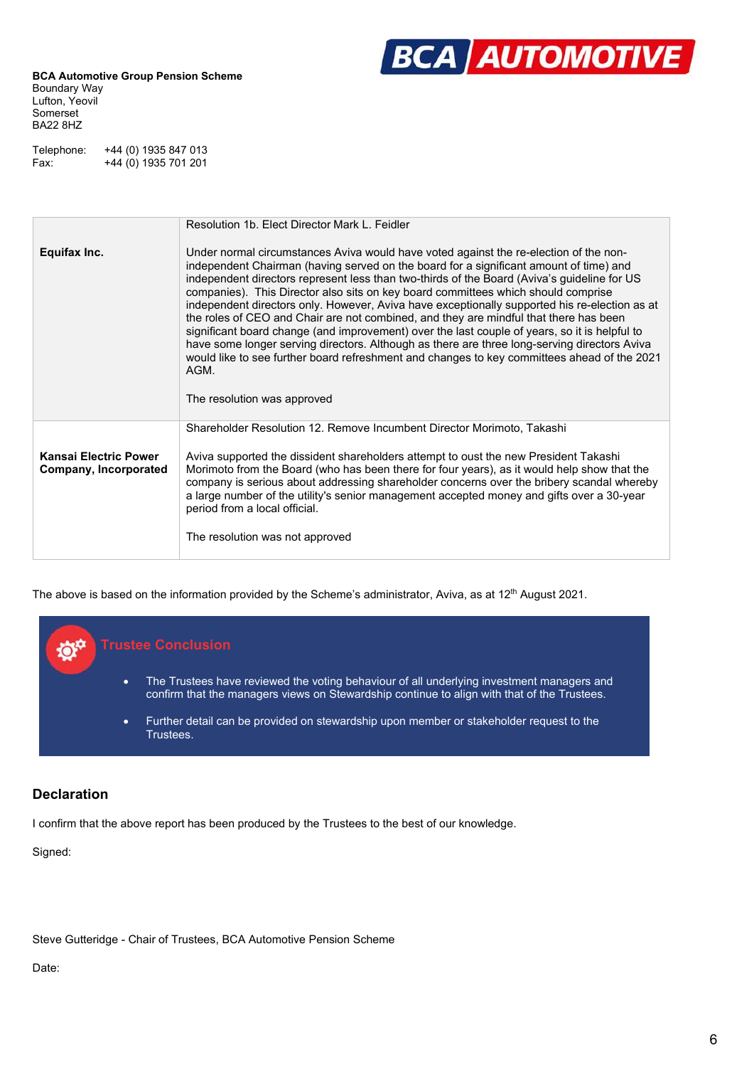**BCA Automotive Group Pension Scheme**
Boundary Way
Lufton, Yeovil
Somerset
BA22 8HZ

Telephone: +44 (0) 1935 847 013
Fax: +44 (0) 1935 701 201

| | |
|---|---|
| **Equifax Inc.** | Resolution 1b. Elect Director Mark L. Feidler<br><br>Under normal circumstances Aviva would have voted against the re-election of the non-independent Chairman (having served on the board for a significant amount of time) and independent directors represent less than two-thirds of the Board (Aviva's guideline for US companies). This Director also sits on key board committees which should comprise independent directors only. However, Aviva have exceptionally supported his re-election as at the roles of CEO and Chair are not combined, and they are mindful that there has been significant board change (and improvement) over the last couple of years, so it is helpful to have some longer serving directors. Although as there are three long-serving directors Aviva would like to see further board refreshment and changes to key committees ahead of the 2021 AGM.<br><br>The resolution was approved |
| **Kansai Electric Power Company, Incorporated** | Shareholder Resolution 12. Remove Incumbent Director Morimoto, Takashi<br><br>Aviva supported the dissident shareholders attempt to oust the new President Takashi Morimoto from the Board (who has been there for four years), as it would help show that the company is serious about addressing shareholder concerns over the bribery scandal whereby a large number of the utility's senior management accepted money and gifts over a 30-year period from a local official.<br><br>The resolution was not approved |

The above is based on the information provided by the Scheme's administrator, Aviva, as at 12th August 2021.

## Trustee Conclusion

- The Trustees have reviewed the voting behaviour of all underlying investment managers and confirm that the managers views on Stewardship continue to align with that of the Trustees.
- Further detail can be provided on stewardship upon member or stakeholder request to the Trustees.

## Declaration

I confirm that the above report has been produced by the Trustees to the best of our knowledge.

Signed:

Steve Gutteridge - Chair of Trustees, BCA Automotive Pension Scheme

Date: